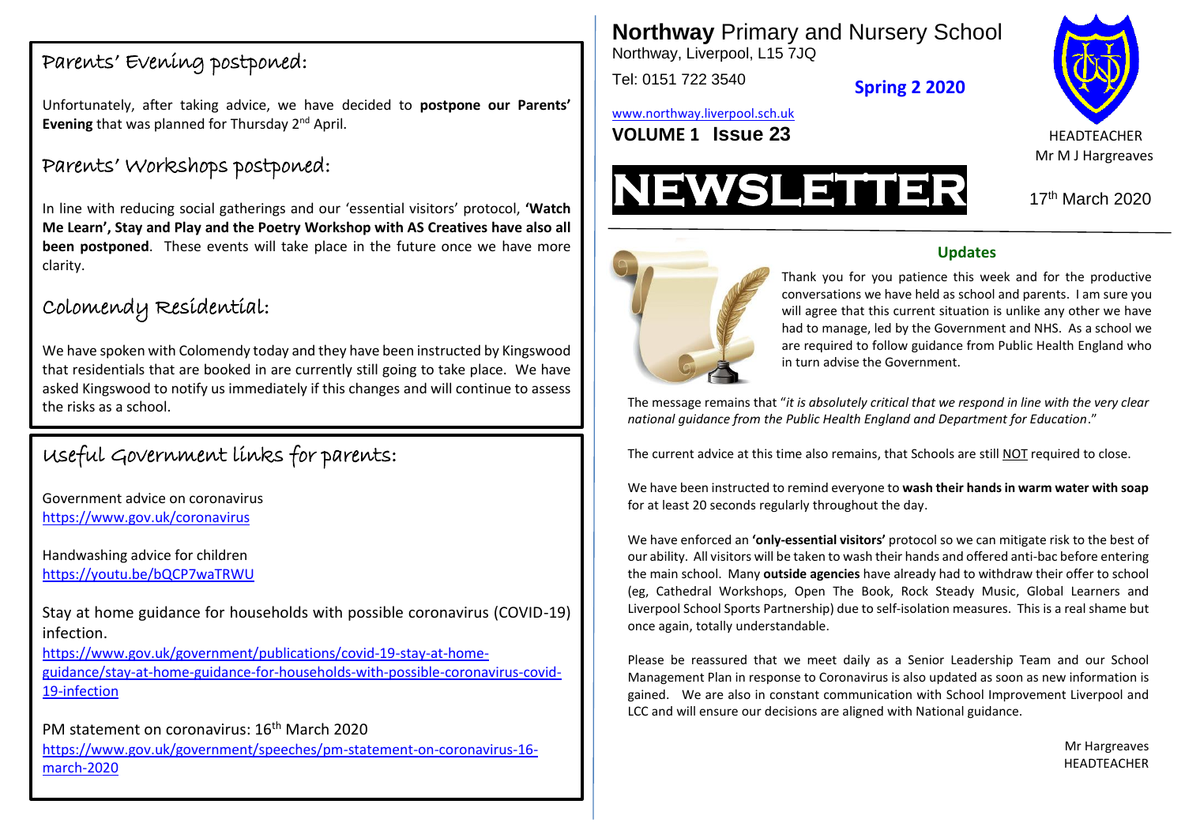# Northway Primary and Nursery School

Northway, Liverpool, L15 7JQ

Tel: 0151 722 3540

**Spring 2 2020**

www.northway.liverpool.sch.uk

**VOLUME 1 Issue 23**

HEADTEACHER
Mr M J Hargreaves

# NEWSLETTER

17th March 2020

## Updates

Thank you for you patience this week and for the productive conversations we have held as school and parents. I am sure you will agree that this current situation is unlike any other we have had to manage, led by the Government and NHS. As a school we are required to follow guidance from Public Health England who in turn advise the Government.

The message remains that "*it is absolutely critical that we respond in line with the very clear national guidance from the Public Health England and Department for Education*."

The current advice at this time also remains, that Schools are still NOT required to close.

We have been instructed to remind everyone to **wash their hands in warm water with soap** for at least 20 seconds regularly throughout the day.

We have enforced an **'only-essential visitors'** protocol so we can mitigate risk to the best of our ability. All visitors will be taken to wash their hands and offered anti-bac before entering the main school. Many **outside agencies** have already had to withdraw their offer to school (eg, Cathedral Workshops, Open The Book, Rock Steady Music, Global Learners and Liverpool School Sports Partnership) due to self-isolation measures. This is a real shame but once again, totally understandable.

Please be reassured that we meet daily as a Senior Leadership Team and our School Management Plan in response to Coronavirus is also updated as soon as new information is gained. We are also in constant communication with School Improvement Liverpool and LCC and will ensure our decisions are aligned with National guidance.

Mr Hargreaves
HEADTEACHER

## Parents' Evening postponed:

Unfortunately, after taking advice, we have decided to **postpone our Parents' Evening** that was planned for Thursday 2nd April.

## Parents' Workshops postponed:

In line with reducing social gatherings and our 'essential visitors' protocol, **'Watch Me Learn', Stay and Play and the Poetry Workshop with AS Creatives have also all been postponed**. These events will take place in the future once we have more clarity.

## Colomendy Residential:

We have spoken with Colomendy today and they have been instructed by Kingswood that residentials that are booked in are currently still going to take place. We have asked Kingswood to notify us immediately if this changes and will continue to assess the risks as a school.

## Useful Government links for parents:

Government advice on coronavirus
https://www.gov.uk/coronavirus

Handwashing advice for children
https://youtu.be/bQCP7waTRWU

Stay at home guidance for households with possible coronavirus (COVID-19) infection.
https://www.gov.uk/government/publications/covid-19-stay-at-home-guidance/stay-at-home-guidance-for-households-with-possible-coronavirus-covid-19-infection

PM statement on coronavirus: 16th March 2020
https://www.gov.uk/government/speeches/pm-statement-on-coronavirus-16-march-2020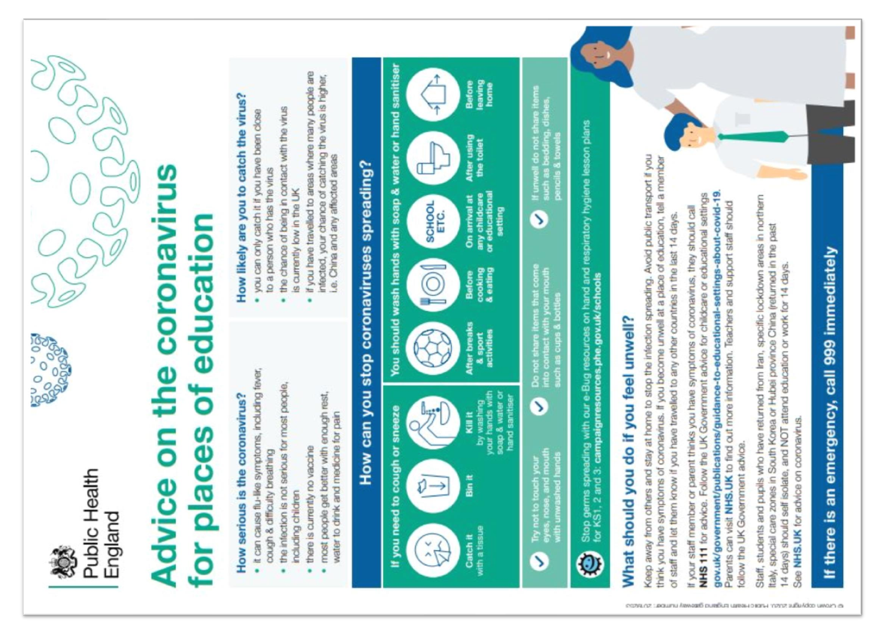Public Health England

# Advice on the coronavirus for places of education

## How serious is the coronavirus?

- it can cause flu-like symptoms, including fever, cough & difficulty breathing
- the infection is not serious for most people, including children
- there is currently no vaccine
- most people get better with enough rest, water to drink and medicine for pain

## How likely are you to catch the virus?

- you can only catch it if you have been close to a person who has the virus
- the chance of being in contact with the virus is currently low in the UK
- if you have travelled to areas where many people are infected, your chance of catching the virus is higher, i.e. China and any affected areas

## How can you stop coronaviruses spreading?

### If you need to cough or sneeze

- **Catch it** with a tissue
- **Bin it**
- **Kill it** by washing your hands with soap & water or hand sanitiser

### You should wash hands with soap & water or hand sanitiser

- After breaks & sport activities
- Before cooking & eating
- On arrival at any childcare or educational setting
- After using the toilet
- Before leaving home

- Try not to touch your eyes, nose, and mouth with unwashed hands
- Do not share items that come into contact with your mouth such as cups & bottles
- If unwell do not share items such as bedding, dishes, pencils & towels

Stop germs spreading with our e-Bug resources on hand and respiratory hygiene lesson plans for KS1, 2 and 3: **campaignresources.phe.gov.uk/schools**

## What should you do if you feel unwell?

Keep away from others and stay at home to stop the infection spreading. Avoid public transport if you think you have symptoms of coronavirus. If you become unwell at a place of education, tell a member of staff and let them know if you have travelled to any other countries in the last 14 days.

If your staff member or parent thinks you have symptoms of coronavirus, they should call **NHS 111** for advice. Follow the UK Government advice for childcare or educational settings **gov.uk/government/publications/guidance-to-educational-settings-about-covid-19**. Parents can visit **NHS.UK** to find out more information. Teachers and support staff should follow the UK Government advice.

Staff, students and pupils who have returned from Iran, specific lockdown areas in northern Italy, special care zones in South Korea or Hubei province China (returned in the past 14 days) should self isolate, and NOT attend education or work for 14 days.

See **NHS.UK** for advice on coronavirus.

## If there is an emergency, call 999 immediately

© Crown copyright 2020. Public Health England gateway number: 2019625